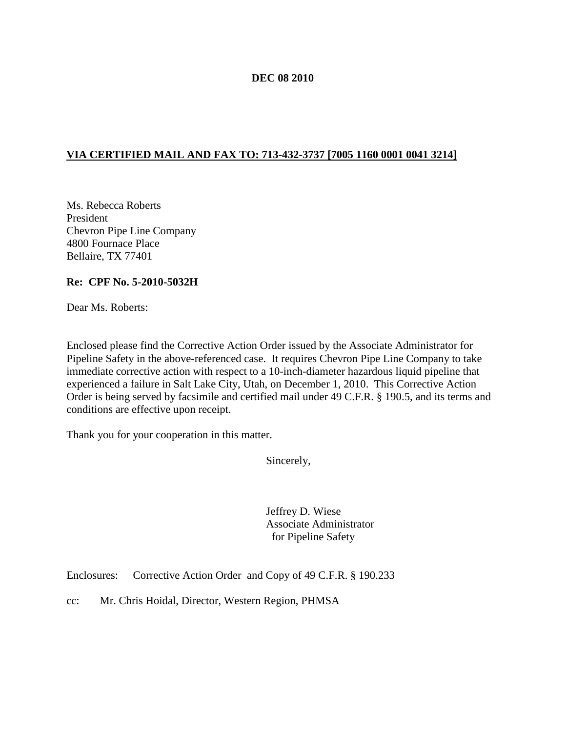**DEC 08 2010**

**VIA CERTIFIED MAIL AND FAX TO: 713-432-3737 [7005 1160 0001 0041 3214]**

Ms. Rebecca Roberts
President
Chevron Pipe Line Company
4800 Fournace Place
Bellaire, TX 77401

**Re: CPF No. 5-2010-5032H**

Dear Ms. Roberts:

Enclosed please find the Corrective Action Order issued by the Associate Administrator for Pipeline Safety in the above-referenced case. It requires Chevron Pipe Line Company to take immediate corrective action with respect to a 10-inch-diameter hazardous liquid pipeline that experienced a failure in Salt Lake City, Utah, on December 1, 2010. This Corrective Action Order is being served by facsimile and certified mail under 49 C.F.R. § 190.5, and its terms and conditions are effective upon receipt.

Thank you for your cooperation in this matter.

Sincerely,

Jeffrey D. Wiese
Associate Administrator
for Pipeline Safety

Enclosures: Corrective Action Order and Copy of 49 C.F.R. § 190.233

cc: Mr. Chris Hoidal, Director, Western Region, PHMSA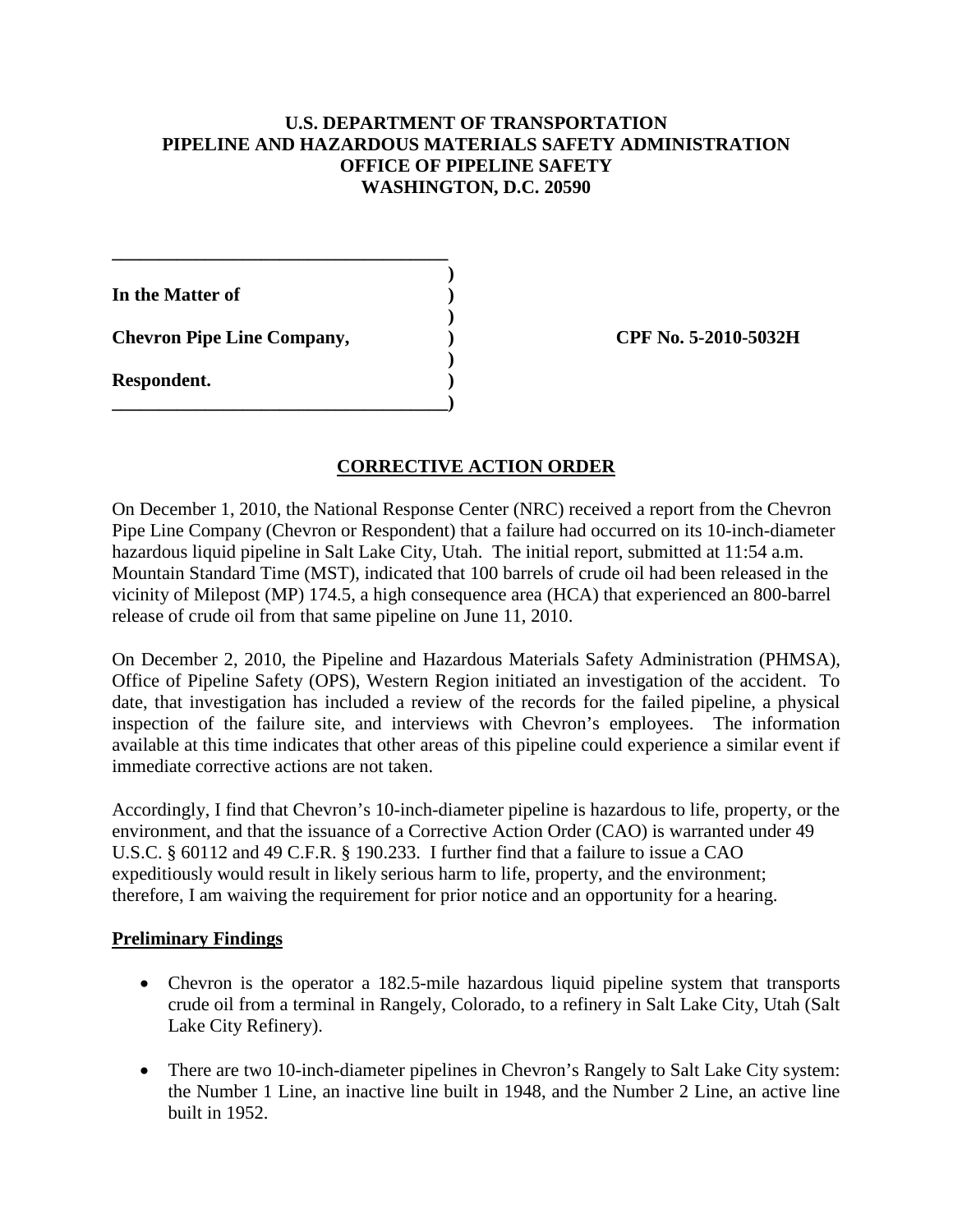**U.S. DEPARTMENT OF TRANSPORTATION**
**PIPELINE AND HAZARDOUS MATERIALS SAFETY ADMINISTRATION**
**OFFICE OF PIPELINE SAFETY**
**WASHINGTON, D.C. 20590**

| | | |
|---|---|---|
| **In the Matter of** | ) | |
| | ) | |
| **Chevron Pipe Line Company,** | ) | **CPF No. 5-2010-5032H** |
| | ) | |
| **Respondent.** | ) | |

## CORRECTIVE ACTION ORDER

On December 1, 2010, the National Response Center (NRC) received a report from the Chevron Pipe Line Company (Chevron or Respondent) that a failure had occurred on its 10-inch-diameter hazardous liquid pipeline in Salt Lake City, Utah. The initial report, submitted at 11:54 a.m. Mountain Standard Time (MST), indicated that 100 barrels of crude oil had been released in the vicinity of Milepost (MP) 174.5, a high consequence area (HCA) that experienced an 800-barrel release of crude oil from that same pipeline on June 11, 2010.

On December 2, 2010, the Pipeline and Hazardous Materials Safety Administration (PHMSA), Office of Pipeline Safety (OPS), Western Region initiated an investigation of the accident. To date, that investigation has included a review of the records for the failed pipeline, a physical inspection of the failure site, and interviews with Chevron's employees. The information available at this time indicates that other areas of this pipeline could experience a similar event if immediate corrective actions are not taken.

Accordingly, I find that Chevron's 10-inch-diameter pipeline is hazardous to life, property, or the environment, and that the issuance of a Corrective Action Order (CAO) is warranted under 49 U.S.C. § 60112 and 49 C.F.R. § 190.233. I further find that a failure to issue a CAO expeditiously would result in likely serious harm to life, property, and the environment; therefore, I am waiving the requirement for prior notice and an opportunity for a hearing.

### Preliminary Findings

- Chevron is the operator a 182.5-mile hazardous liquid pipeline system that transports crude oil from a terminal in Rangely, Colorado, to a refinery in Salt Lake City, Utah (Salt Lake City Refinery).
- There are two 10-inch-diameter pipelines in Chevron's Rangely to Salt Lake City system: the Number 1 Line, an inactive line built in 1948, and the Number 2 Line, an active line built in 1952.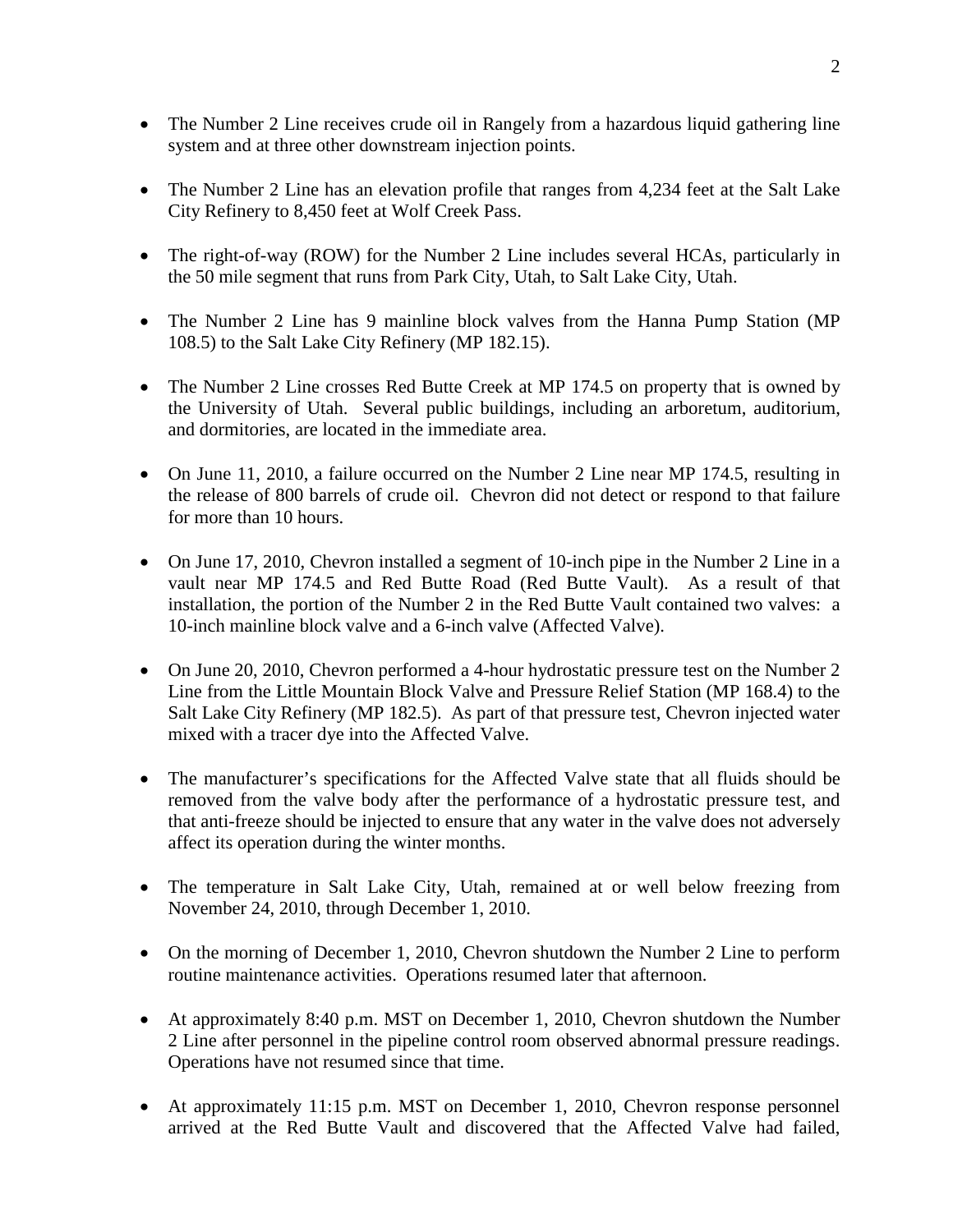- The Number 2 Line receives crude oil in Rangely from a hazardous liquid gathering line system and at three other downstream injection points.

- The Number 2 Line has an elevation profile that ranges from 4,234 feet at the Salt Lake City Refinery to 8,450 feet at Wolf Creek Pass.

- The right-of-way (ROW) for the Number 2 Line includes several HCAs, particularly in the 50 mile segment that runs from Park City, Utah, to Salt Lake City, Utah.

- The Number 2 Line has 9 mainline block valves from the Hanna Pump Station (MP 108.5) to the Salt Lake City Refinery (MP 182.15).

- The Number 2 Line crosses Red Butte Creek at MP 174.5 on property that is owned by the University of Utah. Several public buildings, including an arboretum, auditorium, and dormitories, are located in the immediate area.

- On June 11, 2010, a failure occurred on the Number 2 Line near MP 174.5, resulting in the release of 800 barrels of crude oil. Chevron did not detect or respond to that failure for more than 10 hours.

- On June 17, 2010, Chevron installed a segment of 10-inch pipe in the Number 2 Line in a vault near MP 174.5 and Red Butte Road (Red Butte Vault). As a result of that installation, the portion of the Number 2 in the Red Butte Vault contained two valves: a 10-inch mainline block valve and a 6-inch valve (Affected Valve).

- On June 20, 2010, Chevron performed a 4-hour hydrostatic pressure test on the Number 2 Line from the Little Mountain Block Valve and Pressure Relief Station (MP 168.4) to the Salt Lake City Refinery (MP 182.5). As part of that pressure test, Chevron injected water mixed with a tracer dye into the Affected Valve.

- The manufacturer's specifications for the Affected Valve state that all fluids should be removed from the valve body after the performance of a hydrostatic pressure test, and that anti-freeze should be injected to ensure that any water in the valve does not adversely affect its operation during the winter months.

- The temperature in Salt Lake City, Utah, remained at or well below freezing from November 24, 2010, through December 1, 2010.

- On the morning of December 1, 2010, Chevron shutdown the Number 2 Line to perform routine maintenance activities. Operations resumed later that afternoon.

- At approximately 8:40 p.m. MST on December 1, 2010, Chevron shutdown the Number 2 Line after personnel in the pipeline control room observed abnormal pressure readings. Operations have not resumed since that time.

- At approximately 11:15 p.m. MST on December 1, 2010, Chevron response personnel arrived at the Red Butte Vault and discovered that the Affected Valve had failed,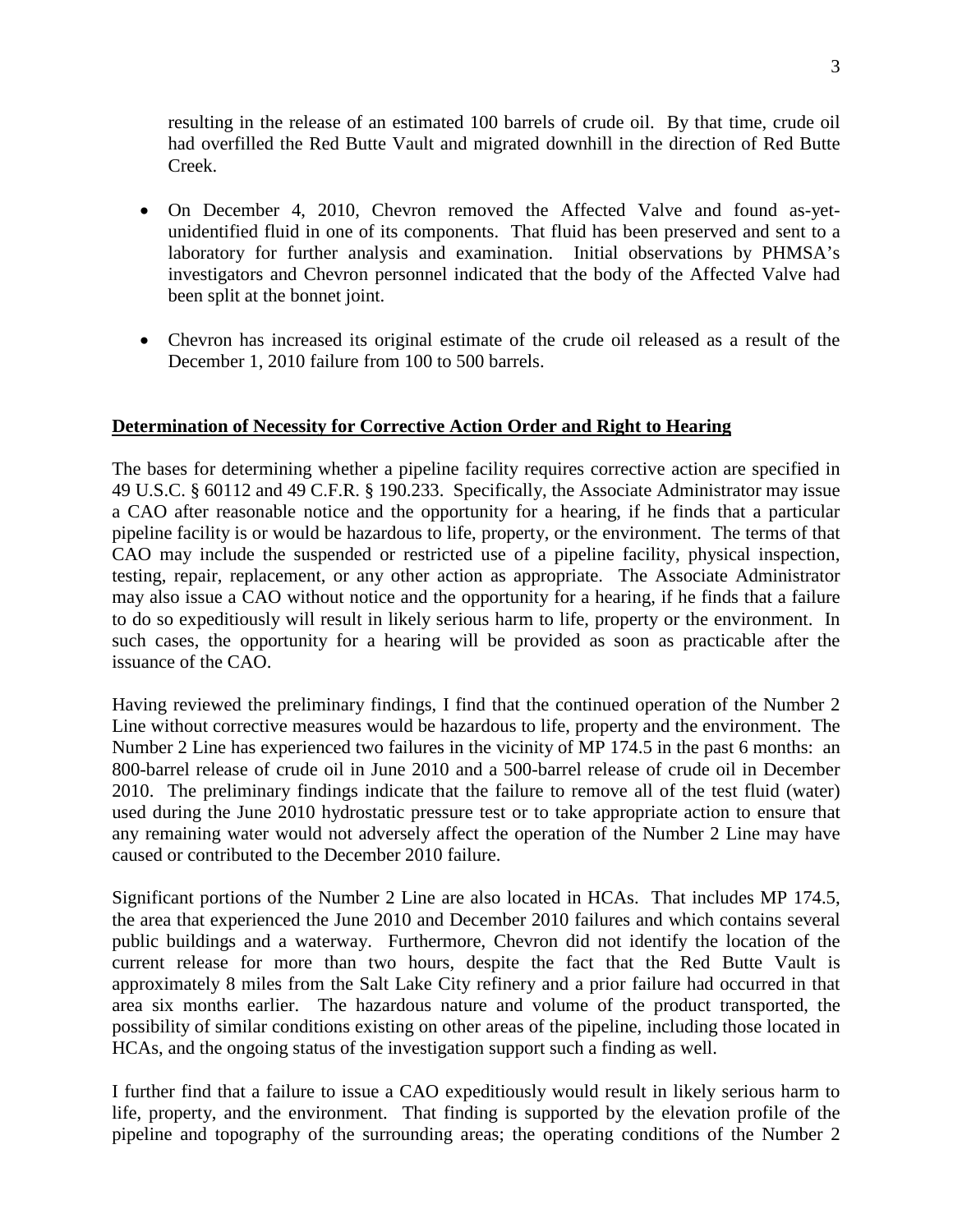resulting in the release of an estimated 100 barrels of crude oil. By that time, crude oil had overfilled the Red Butte Vault and migrated downhill in the direction of Red Butte Creek.

- On December 4, 2010, Chevron removed the Affected Valve and found as-yet-unidentified fluid in one of its components. That fluid has been preserved and sent to a laboratory for further analysis and examination. Initial observations by PHMSA's investigators and Chevron personnel indicated that the body of the Affected Valve had been split at the bonnet joint.

- Chevron has increased its original estimate of the crude oil released as a result of the December 1, 2010 failure from 100 to 500 barrels.

**Determination of Necessity for Corrective Action Order and Right to Hearing**

The bases for determining whether a pipeline facility requires corrective action are specified in 49 U.S.C. § 60112 and 49 C.F.R. § 190.233. Specifically, the Associate Administrator may issue a CAO after reasonable notice and the opportunity for a hearing, if he finds that a particular pipeline facility is or would be hazardous to life, property, or the environment. The terms of that CAO may include the suspended or restricted use of a pipeline facility, physical inspection, testing, repair, replacement, or any other action as appropriate. The Associate Administrator may also issue a CAO without notice and the opportunity for a hearing, if he finds that a failure to do so expeditiously will result in likely serious harm to life, property or the environment. In such cases, the opportunity for a hearing will be provided as soon as practicable after the issuance of the CAO.

Having reviewed the preliminary findings, I find that the continued operation of the Number 2 Line without corrective measures would be hazardous to life, property and the environment. The Number 2 Line has experienced two failures in the vicinity of MP 174.5 in the past 6 months: an 800-barrel release of crude oil in June 2010 and a 500-barrel release of crude oil in December 2010. The preliminary findings indicate that the failure to remove all of the test fluid (water) used during the June 2010 hydrostatic pressure test or to take appropriate action to ensure that any remaining water would not adversely affect the operation of the Number 2 Line may have caused or contributed to the December 2010 failure.

Significant portions of the Number 2 Line are also located in HCAs. That includes MP 174.5, the area that experienced the June 2010 and December 2010 failures and which contains several public buildings and a waterway. Furthermore, Chevron did not identify the location of the current release for more than two hours, despite the fact that the Red Butte Vault is approximately 8 miles from the Salt Lake City refinery and a prior failure had occurred in that area six months earlier. The hazardous nature and volume of the product transported, the possibility of similar conditions existing on other areas of the pipeline, including those located in HCAs, and the ongoing status of the investigation support such a finding as well.

I further find that a failure to issue a CAO expeditiously would result in likely serious harm to life, property, and the environment. That finding is supported by the elevation profile of the pipeline and topography of the surrounding areas; the operating conditions of the Number 2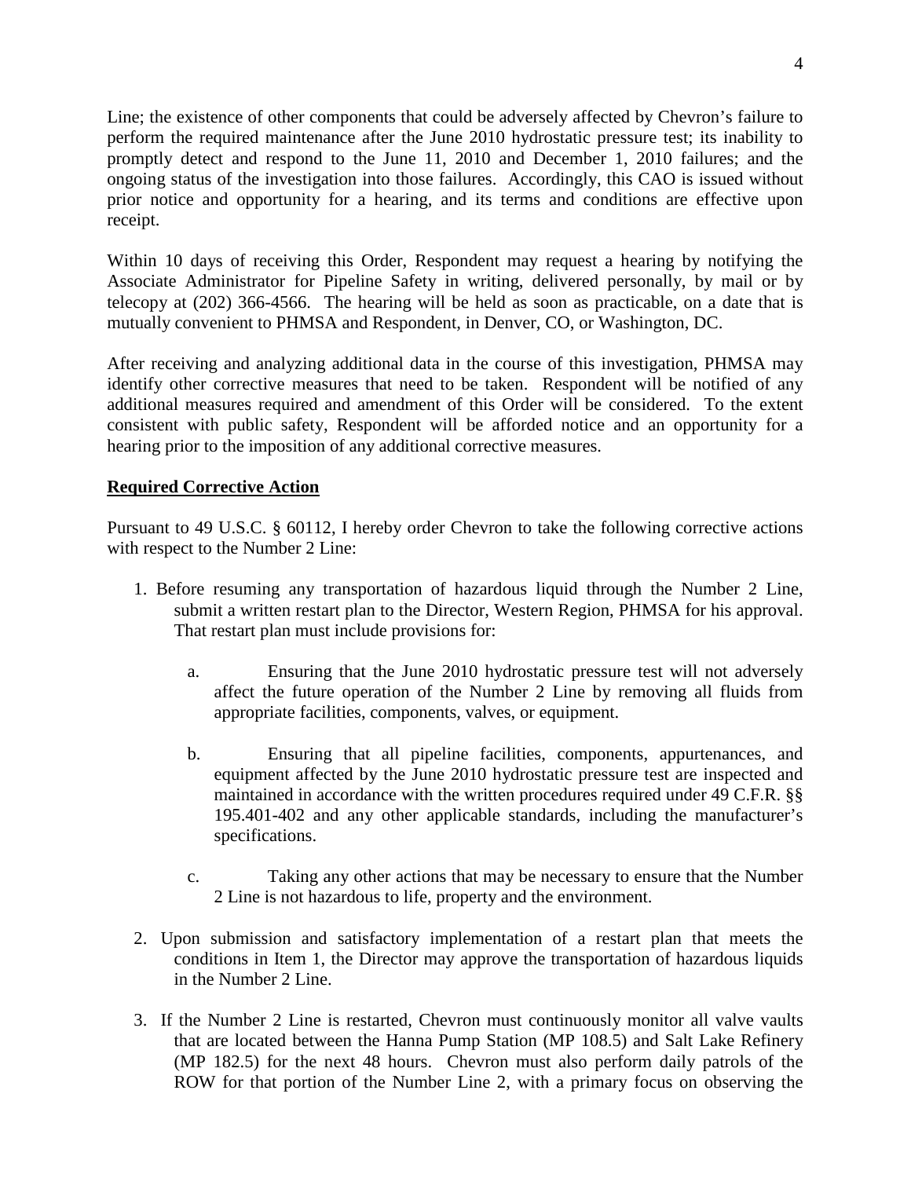Line; the existence of other components that could be adversely affected by Chevron's failure to perform the required maintenance after the June 2010 hydrostatic pressure test; its inability to promptly detect and respond to the June 11, 2010 and December 1, 2010 failures; and the ongoing status of the investigation into those failures. Accordingly, this CAO is issued without prior notice and opportunity for a hearing, and its terms and conditions are effective upon receipt.

Within 10 days of receiving this Order, Respondent may request a hearing by notifying the Associate Administrator for Pipeline Safety in writing, delivered personally, by mail or by telecopy at (202) 366-4566. The hearing will be held as soon as practicable, on a date that is mutually convenient to PHMSA and Respondent, in Denver, CO, or Washington, DC.

After receiving and analyzing additional data in the course of this investigation, PHMSA may identify other corrective measures that need to be taken. Respondent will be notified of any additional measures required and amendment of this Order will be considered. To the extent consistent with public safety, Respondent will be afforded notice and an opportunity for a hearing prior to the imposition of any additional corrective measures.

**Required Corrective Action**

Pursuant to 49 U.S.C. § 60112, I hereby order Chevron to take the following corrective actions with respect to the Number 2 Line:

1. Before resuming any transportation of hazardous liquid through the Number 2 Line, submit a written restart plan to the Director, Western Region, PHMSA for his approval. That restart plan must include provisions for:

   a. Ensuring that the June 2010 hydrostatic pressure test will not adversely affect the future operation of the Number 2 Line by removing all fluids from appropriate facilities, components, valves, or equipment.

   b. Ensuring that all pipeline facilities, components, appurtenances, and equipment affected by the June 2010 hydrostatic pressure test are inspected and maintained in accordance with the written procedures required under 49 C.F.R. §§ 195.401-402 and any other applicable standards, including the manufacturer's specifications.

   c. Taking any other actions that may be necessary to ensure that the Number 2 Line is not hazardous to life, property and the environment.

2. Upon submission and satisfactory implementation of a restart plan that meets the conditions in Item 1, the Director may approve the transportation of hazardous liquids in the Number 2 Line.

3. If the Number 2 Line is restarted, Chevron must continuously monitor all valve vaults that are located between the Hanna Pump Station (MP 108.5) and Salt Lake Refinery (MP 182.5) for the next 48 hours. Chevron must also perform daily patrols of the ROW for that portion of the Number Line 2, with a primary focus on observing the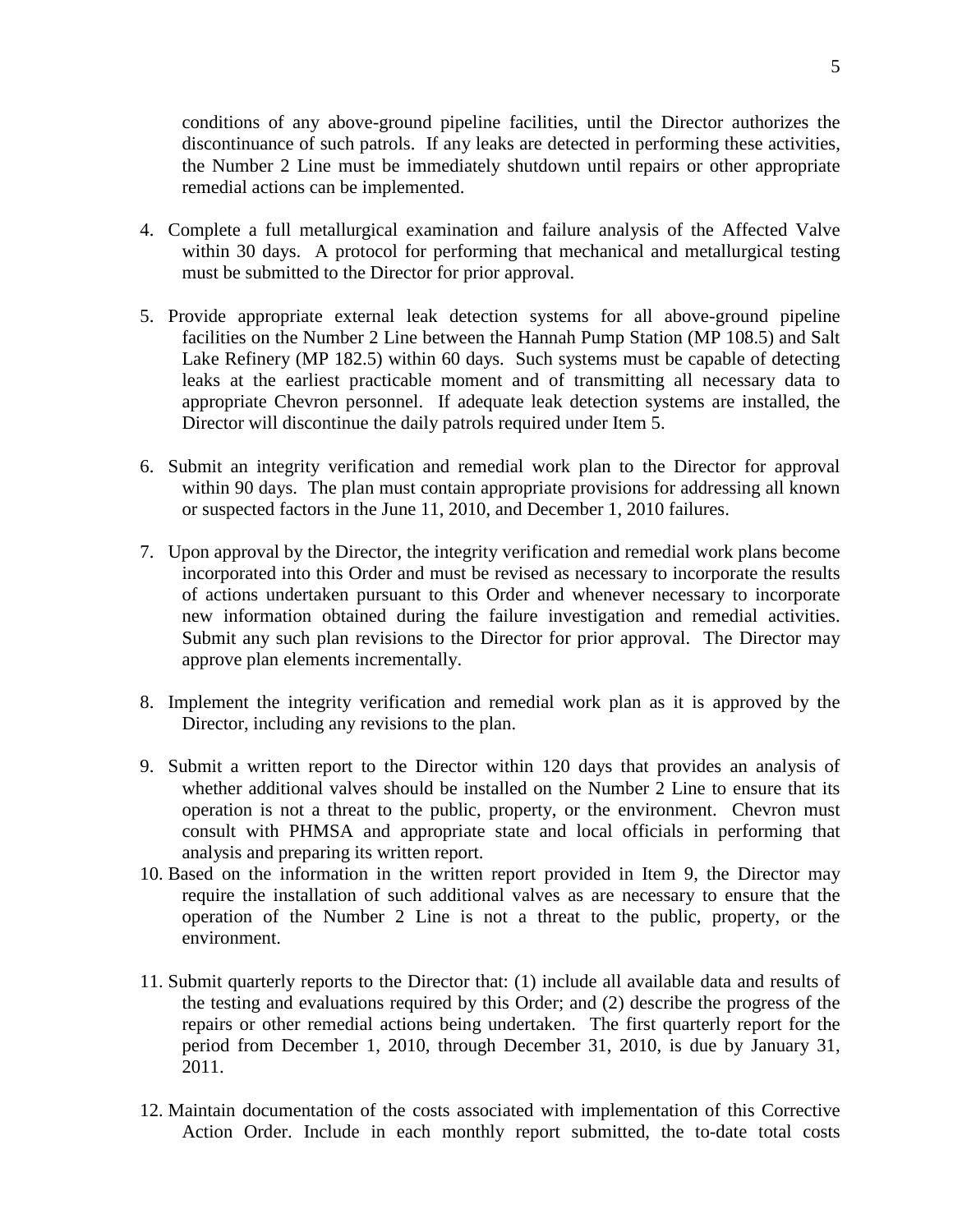conditions of any above-ground pipeline facilities, until the Director authorizes the discontinuance of such patrols. If any leaks are detected in performing these activities, the Number 2 Line must be immediately shutdown until repairs or other appropriate remedial actions can be implemented.

4. Complete a full metallurgical examination and failure analysis of the Affected Valve within 30 days. A protocol for performing that mechanical and metallurgical testing must be submitted to the Director for prior approval.

5. Provide appropriate external leak detection systems for all above-ground pipeline facilities on the Number 2 Line between the Hannah Pump Station (MP 108.5) and Salt Lake Refinery (MP 182.5) within 60 days. Such systems must be capable of detecting leaks at the earliest practicable moment and of transmitting all necessary data to appropriate Chevron personnel. If adequate leak detection systems are installed, the Director will discontinue the daily patrols required under Item 5.

6. Submit an integrity verification and remedial work plan to the Director for approval within 90 days. The plan must contain appropriate provisions for addressing all known or suspected factors in the June 11, 2010, and December 1, 2010 failures.

7. Upon approval by the Director, the integrity verification and remedial work plans become incorporated into this Order and must be revised as necessary to incorporate the results of actions undertaken pursuant to this Order and whenever necessary to incorporate new information obtained during the failure investigation and remedial activities. Submit any such plan revisions to the Director for prior approval. The Director may approve plan elements incrementally.

8. Implement the integrity verification and remedial work plan as it is approved by the Director, including any revisions to the plan.

9. Submit a written report to the Director within 120 days that provides an analysis of whether additional valves should be installed on the Number 2 Line to ensure that its operation is not a threat to the public, property, or the environment. Chevron must consult with PHMSA and appropriate state and local officials in performing that analysis and preparing its written report.

10. Based on the information in the written report provided in Item 9, the Director may require the installation of such additional valves as are necessary to ensure that the operation of the Number 2 Line is not a threat to the public, property, or the environment.

11. Submit quarterly reports to the Director that: (1) include all available data and results of the testing and evaluations required by this Order; and (2) describe the progress of the repairs or other remedial actions being undertaken. The first quarterly report for the period from December 1, 2010, through December 31, 2010, is due by January 31, 2011.

12. Maintain documentation of the costs associated with implementation of this Corrective Action Order. Include in each monthly report submitted, the to-date total costs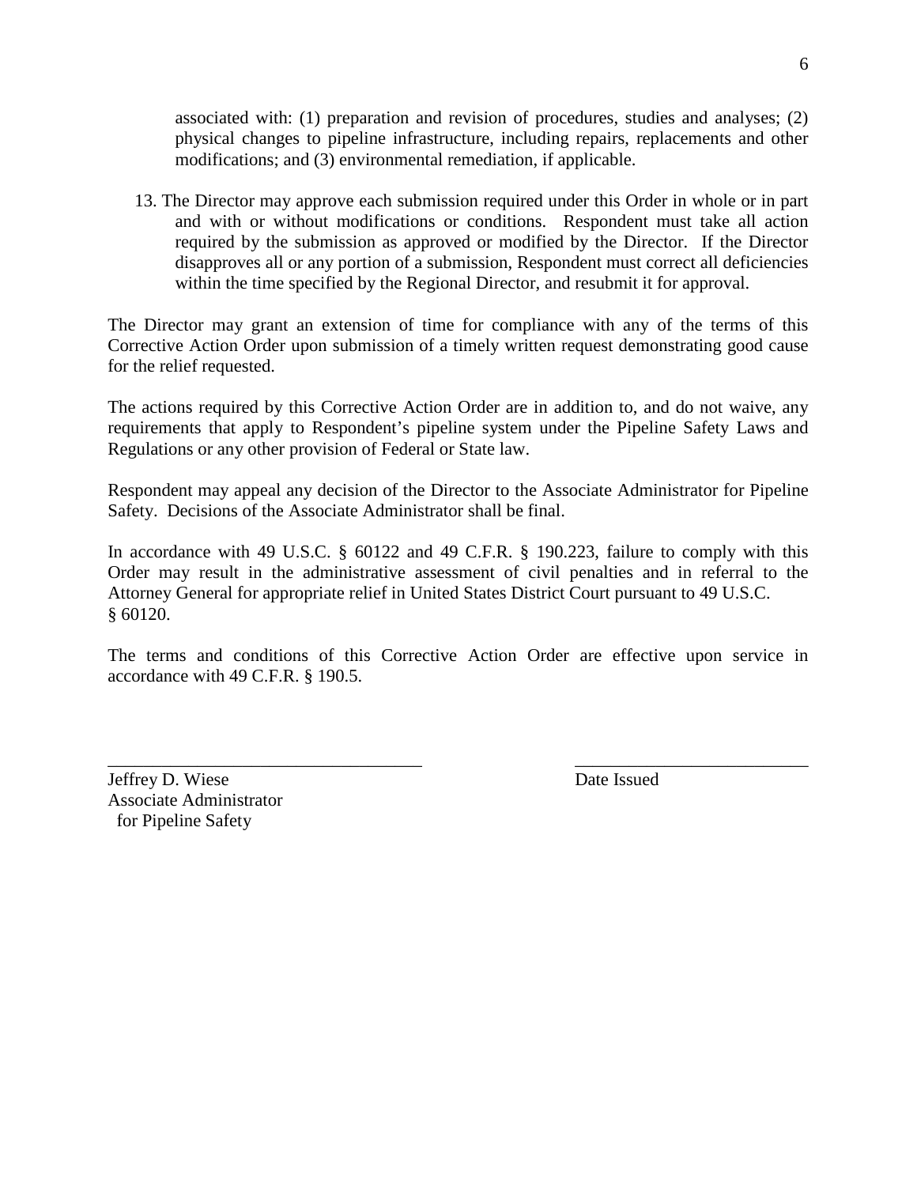associated with: (1) preparation and revision of procedures, studies and analyses; (2) physical changes to pipeline infrastructure, including repairs, replacements and other modifications; and (3) environmental remediation, if applicable.

13. The Director may approve each submission required under this Order in whole or in part and with or without modifications or conditions. Respondent must take all action required by the submission as approved or modified by the Director. If the Director disapproves all or any portion of a submission, Respondent must correct all deficiencies within the time specified by the Regional Director, and resubmit it for approval.

The Director may grant an extension of time for compliance with any of the terms of this Corrective Action Order upon submission of a timely written request demonstrating good cause for the relief requested.

The actions required by this Corrective Action Order are in addition to, and do not waive, any requirements that apply to Respondent's pipeline system under the Pipeline Safety Laws and Regulations or any other provision of Federal or State law.

Respondent may appeal any decision of the Director to the Associate Administrator for Pipeline Safety. Decisions of the Associate Administrator shall be final.

In accordance with 49 U.S.C. § 60122 and 49 C.F.R. § 190.223, failure to comply with this Order may result in the administrative assessment of civil penalties and in referral to the Attorney General for appropriate relief in United States District Court pursuant to 49 U.S.C. § 60120.

The terms and conditions of this Corrective Action Order are effective upon service in accordance with 49 C.F.R. § 190.5.

\_\_\_\_\_\_\_\_\_\_\_\_\_\_\_\_\_\_\_\_\_\_\_\_\_\_\_\_\_\_\_\_\_\_\_
Jeffrey D. Wiese
Associate Administrator
for Pipeline Safety

\_\_\_\_\_\_\_\_\_\_\_\_\_\_\_\_\_\_\_\_\_\_\_\_\_\_
Date Issued